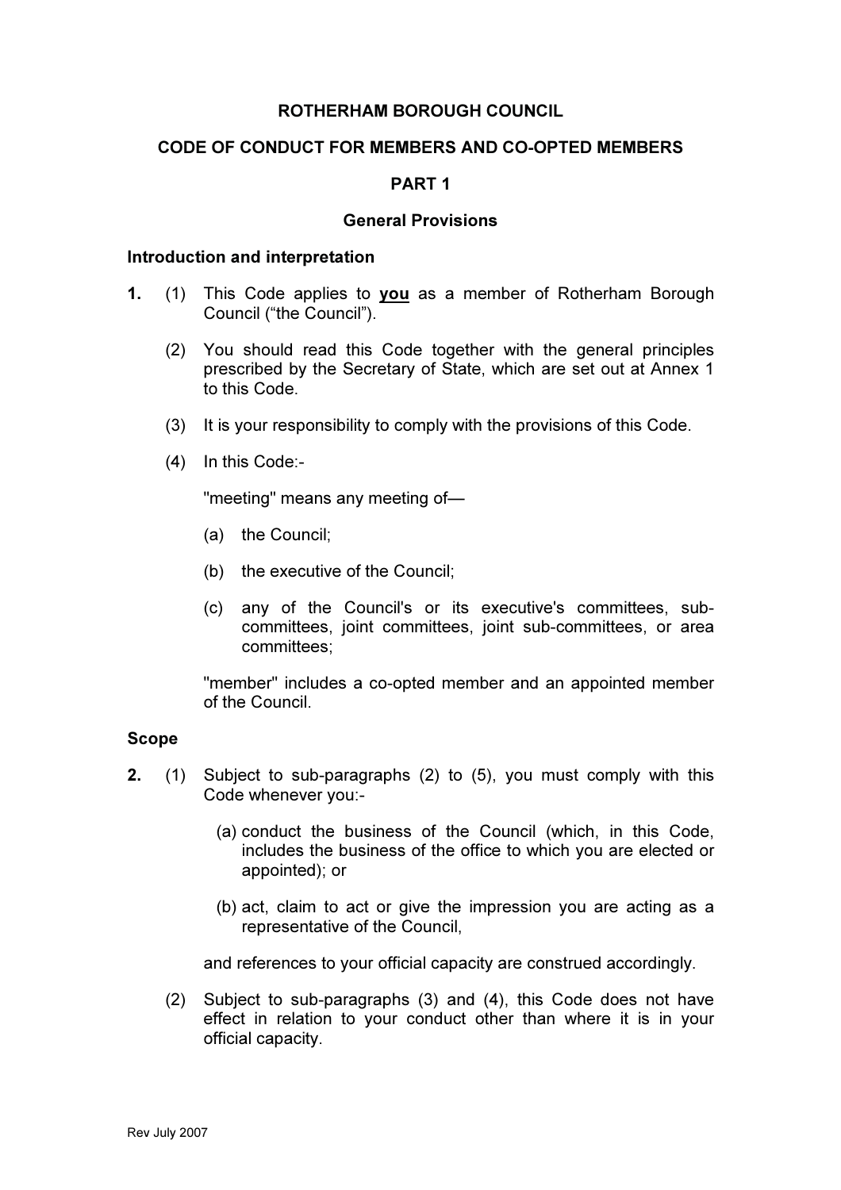# ROTHERHAM BOROUGH COUNCIL

## CODE OF CONDUCT FOR MEMBERS AND CO-OPTED MEMBERS

## PART 1

### General Provisions

**Introduction and interpretation**

**1.** (1) This Code applies to **you** as a member of Rotherham Borough Council ("the Council").

(2) You should read this Code together with the general principles prescribed by the Secretary of State, which are set out at Annex 1 to this Code.

(3) It is your responsibility to comply with the provisions of this Code.

(4) In this Code:-

"meeting" means any meeting of—

(a) the Council;

(b) the executive of the Council;

(c) any of the Council's or its executive's committees, sub-committees, joint committees, joint sub-committees, or area committees;

"member" includes a co-opted member and an appointed member of the Council.

**Scope**

**2.** (1) Subject to sub-paragraphs (2) to (5), you must comply with this Code whenever you:-

(a) conduct the business of the Council (which, in this Code, includes the business of the office to which you are elected or appointed); or

(b) act, claim to act or give the impression you are acting as a representative of the Council,

and references to your official capacity are construed accordingly.

(2) Subject to sub-paragraphs (3) and (4), this Code does not have effect in relation to your conduct other than where it is in your official capacity.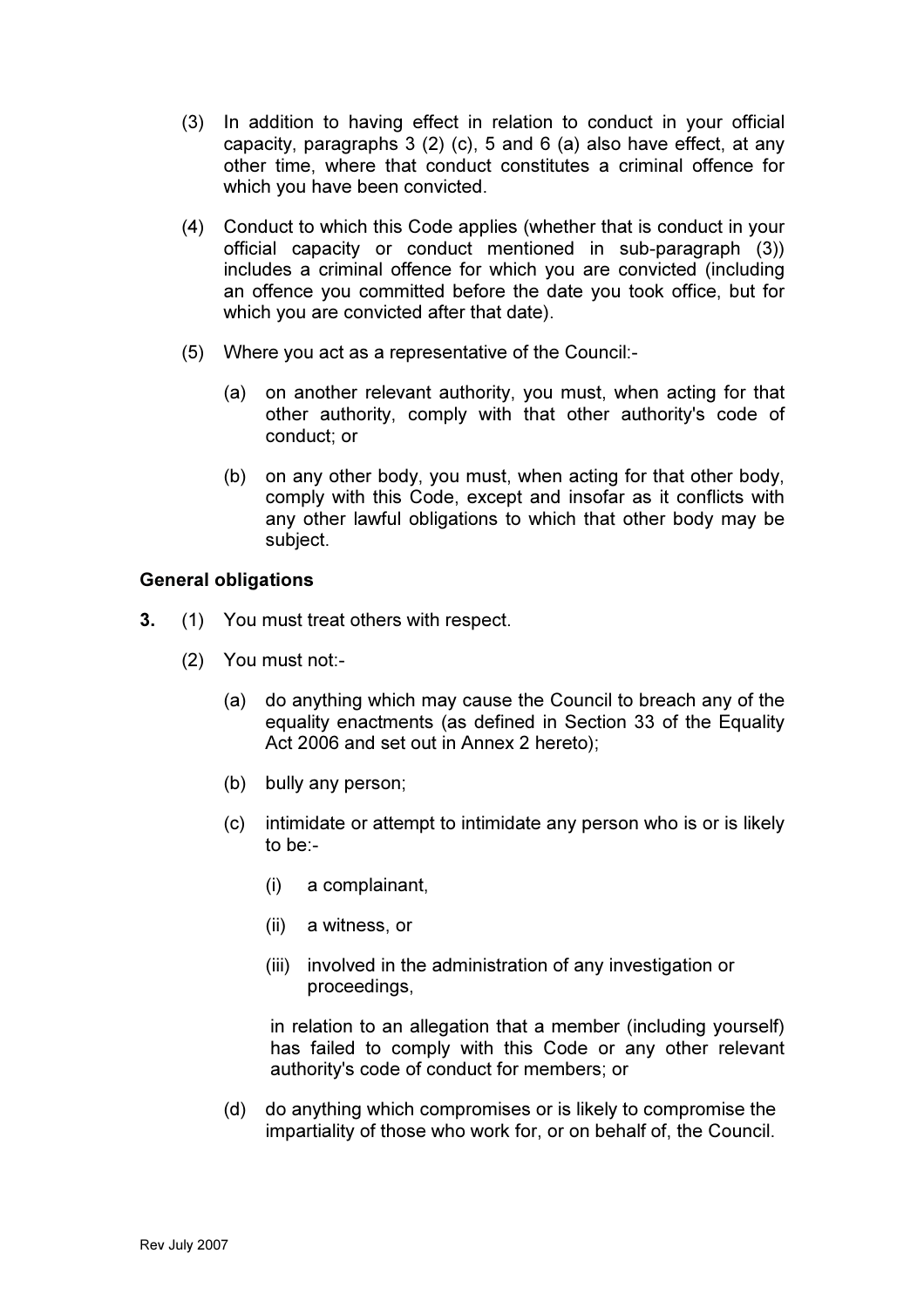(3) In addition to having effect in relation to conduct in your official capacity, paragraphs 3 (2) (c), 5 and 6 (a) also have effect, at any other time, where that conduct constitutes a criminal offence for which you have been convicted.

(4) Conduct to which this Code applies (whether that is conduct in your official capacity or conduct mentioned in sub-paragraph (3)) includes a criminal offence for which you are convicted (including an offence you committed before the date you took office, but for which you are convicted after that date).

(5) Where you act as a representative of the Council:-

  (a) on another relevant authority, you must, when acting for that other authority, comply with that other authority's code of conduct; or

  (b) on any other body, you must, when acting for that other body, comply with this Code, except and insofar as it conflicts with any other lawful obligations to which that other body may be subject.

**General obligations**

**3.** (1) You must treat others with respect.

(2) You must not:-

  (a) do anything which may cause the Council to breach any of the equality enactments (as defined in Section 33 of the Equality Act 2006 and set out in Annex 2 hereto);

  (b) bully any person;

  (c) intimidate or attempt to intimidate any person who is or is likely to be:-

    (i) a complainant,

    (ii) a witness, or

    (iii) involved in the administration of any investigation or proceedings,

  in relation to an allegation that a member (including yourself) has failed to comply with this Code or any other relevant authority's code of conduct for members; or

  (d) do anything which compromises or is likely to compromise the impartiality of those who work for, or on behalf of, the Council.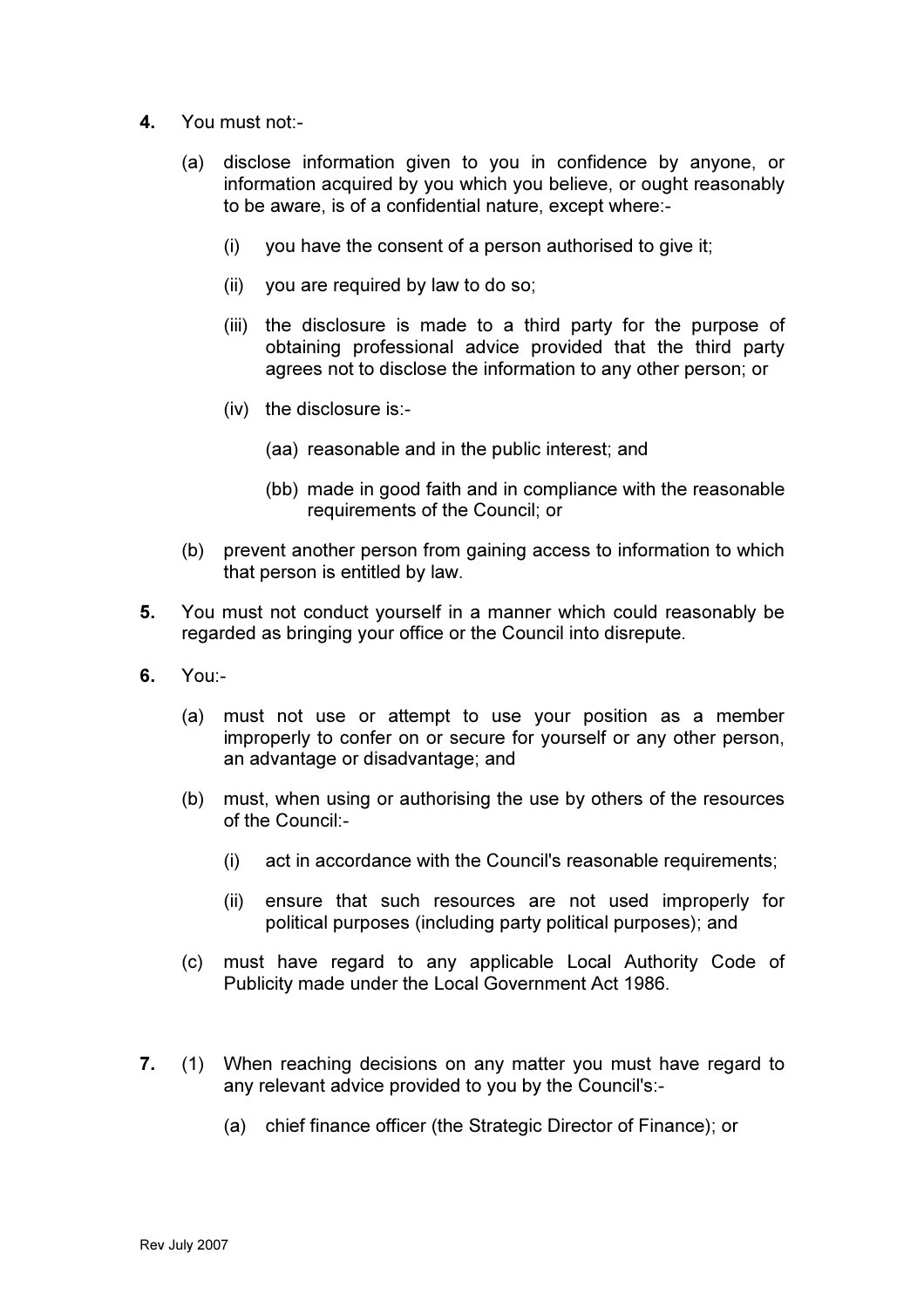**4.** You must not:-

(a) disclose information given to you in confidence by anyone, or information acquired by you which you believe, or ought reasonably to be aware, is of a confidential nature, except where:-

(i) you have the consent of a person authorised to give it;

(ii) you are required by law to do so;

(iii) the disclosure is made to a third party for the purpose of obtaining professional advice provided that the third party agrees not to disclose the information to any other person; or

(iv) the disclosure is:-

(aa) reasonable and in the public interest; and

(bb) made in good faith and in compliance with the reasonable requirements of the Council; or

(b) prevent another person from gaining access to information to which that person is entitled by law.

**5.** You must not conduct yourself in a manner which could reasonably be regarded as bringing your office or the Council into disrepute.

**6.** You:-

(a) must not use or attempt to use your position as a member improperly to confer on or secure for yourself or any other person, an advantage or disadvantage; and

(b) must, when using or authorising the use by others of the resources of the Council:-

(i) act in accordance with the Council's reasonable requirements;

(ii) ensure that such resources are not used improperly for political purposes (including party political purposes); and

(c) must have regard to any applicable Local Authority Code of Publicity made under the Local Government Act 1986.

**7.** (1) When reaching decisions on any matter you must have regard to any relevant advice provided to you by the Council's:-

(a) chief finance officer (the Strategic Director of Finance); or

Rev July 2007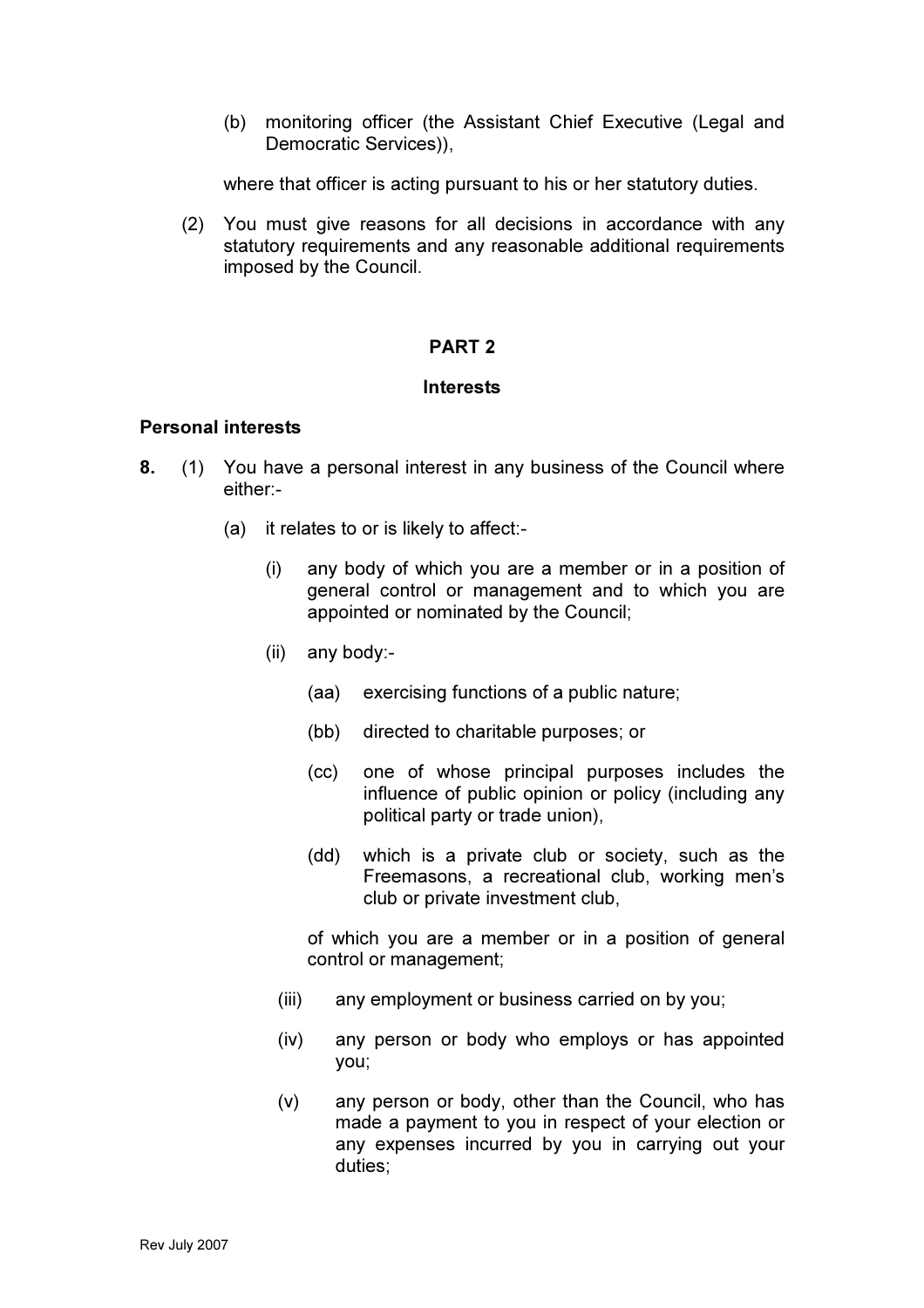(b) monitoring officer (the Assistant Chief Executive (Legal and Democratic Services)),

where that officer is acting pursuant to his or her statutory duties.

(2) You must give reasons for all decisions in accordance with any statutory requirements and any reasonable additional requirements imposed by the Council.

## PART 2

## Interests

### Personal interests

**8.** (1) You have a personal interest in any business of the Council where either:-

(a) it relates to or is likely to affect:-

(i) any body of which you are a member or in a position of general control or management and to which you are appointed or nominated by the Council;

(ii) any body:-

(aa) exercising functions of a public nature;

(bb) directed to charitable purposes; or

(cc) one of whose principal purposes includes the influence of public opinion or policy (including any political party or trade union),

(dd) which is a private club or society, such as the Freemasons, a recreational club, working men's club or private investment club,

of which you are a member or in a position of general control or management;

(iii) any employment or business carried on by you;

(iv) any person or body who employs or has appointed you;

(v) any person or body, other than the Council, who has made a payment to you in respect of your election or any expenses incurred by you in carrying out your duties;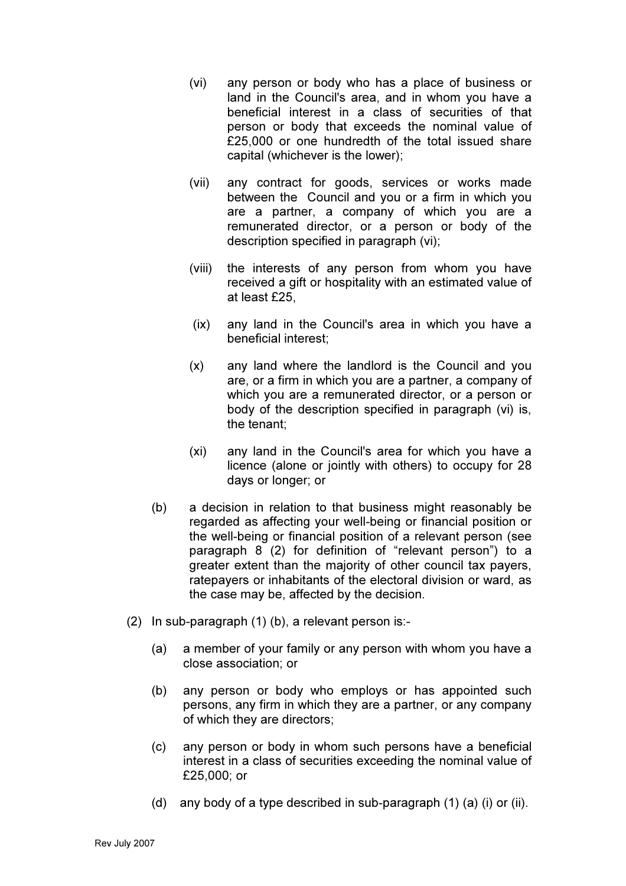(vi) any person or body who has a place of business or land in the Council's area, and in whom you have a beneficial interest in a class of securities of that person or body that exceeds the nominal value of £25,000 or one hundredth of the total issued share capital (whichever is the lower);

(vii) any contract for goods, services or works made between the Council and you or a firm in which you are a partner, a company of which you are a remunerated director, or a person or body of the description specified in paragraph (vi);

(viii) the interests of any person from whom you have received a gift or hospitality with an estimated value of at least £25,

(ix) any land in the Council's area in which you have a beneficial interest;

(x) any land where the landlord is the Council and you are, or a firm in which you are a partner, a company of which you are a remunerated director, or a person or body of the description specified in paragraph (vi) is, the tenant;

(xi) any land in the Council's area for which you have a licence (alone or jointly with others) to occupy for 28 days or longer; or

(b) a decision in relation to that business might reasonably be regarded as affecting your well-being or financial position or the well-being or financial position of a relevant person (see paragraph 8 (2) for definition of "relevant person") to a greater extent than the majority of other council tax payers, ratepayers or inhabitants of the electoral division or ward, as the case may be, affected by the decision.

(2) In sub-paragraph (1) (b), a relevant person is:-

(a) a member of your family or any person with whom you have a close association; or

(b) any person or body who employs or has appointed such persons, any firm in which they are a partner, or any company of which they are directors;

(c) any person or body in whom such persons have a beneficial interest in a class of securities exceeding the nominal value of £25,000; or

(d) any body of a type described in sub-paragraph (1) (a) (i) or (ii).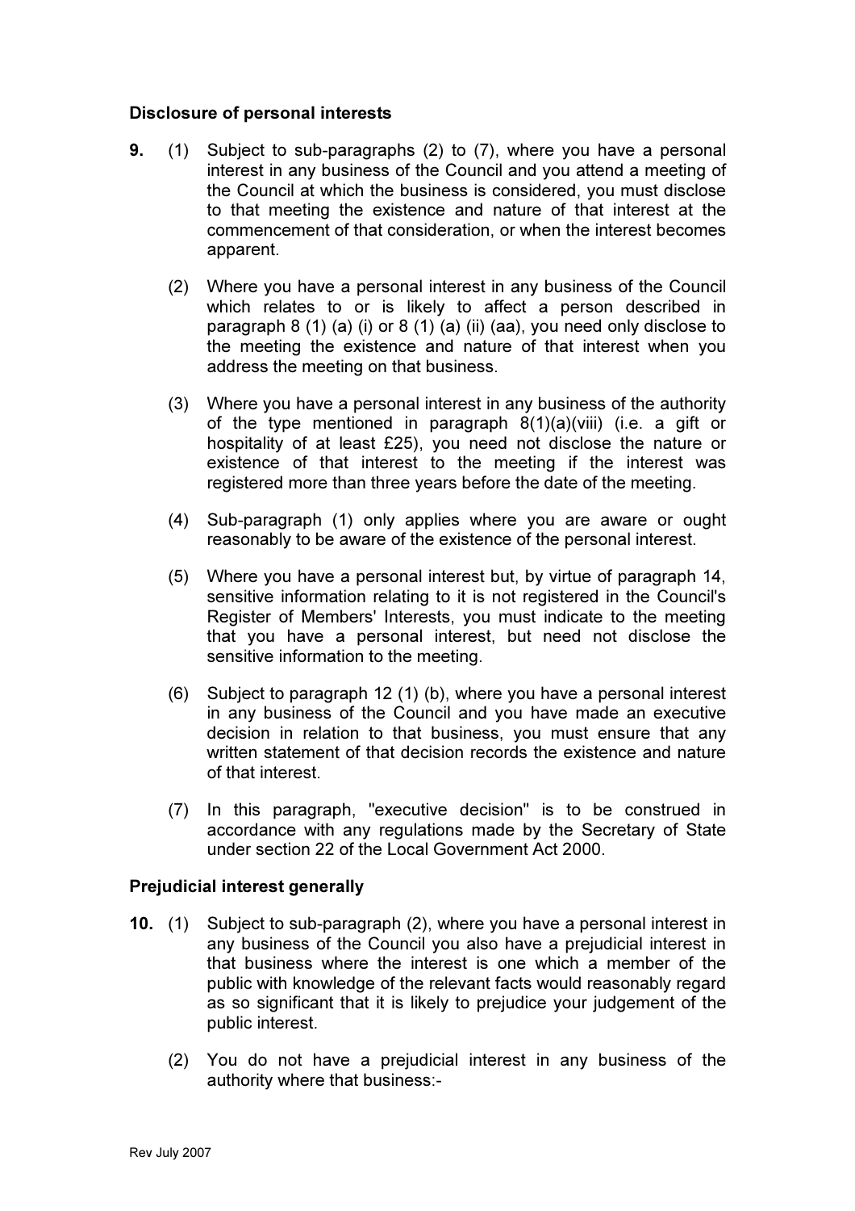### Disclosure of personal interests

**9.** (1) Subject to sub-paragraphs (2) to (7), where you have a personal interest in any business of the Council and you attend a meeting of the Council at which the business is considered, you must disclose to that meeting the existence and nature of that interest at the commencement of that consideration, or when the interest becomes apparent.

(2) Where you have a personal interest in any business of the Council which relates to or is likely to affect a person described in paragraph 8 (1) (a) (i) or 8 (1) (a) (ii) (aa), you need only disclose to the meeting the existence and nature of that interest when you address the meeting on that business.

(3) Where you have a personal interest in any business of the authority of the type mentioned in paragraph 8(1)(a)(viii) (i.e. a gift or hospitality of at least £25), you need not disclose the nature or existence of that interest to the meeting if the interest was registered more than three years before the date of the meeting.

(4) Sub-paragraph (1) only applies where you are aware or ought reasonably to be aware of the existence of the personal interest.

(5) Where you have a personal interest but, by virtue of paragraph 14, sensitive information relating to it is not registered in the Council's Register of Members' Interests, you must indicate to the meeting that you have a personal interest, but need not disclose the sensitive information to the meeting.

(6) Subject to paragraph 12 (1) (b), where you have a personal interest in any business of the Council and you have made an executive decision in relation to that business, you must ensure that any written statement of that decision records the existence and nature of that interest.

(7) In this paragraph, "executive decision" is to be construed in accordance with any regulations made by the Secretary of State under section 22 of the Local Government Act 2000.

### Prejudicial interest generally

**10.** (1) Subject to sub-paragraph (2), where you have a personal interest in any business of the Council you also have a prejudicial interest in that business where the interest is one which a member of the public with knowledge of the relevant facts would reasonably regard as so significant that it is likely to prejudice your judgement of the public interest.

(2) You do not have a prejudicial interest in any business of the authority where that business:-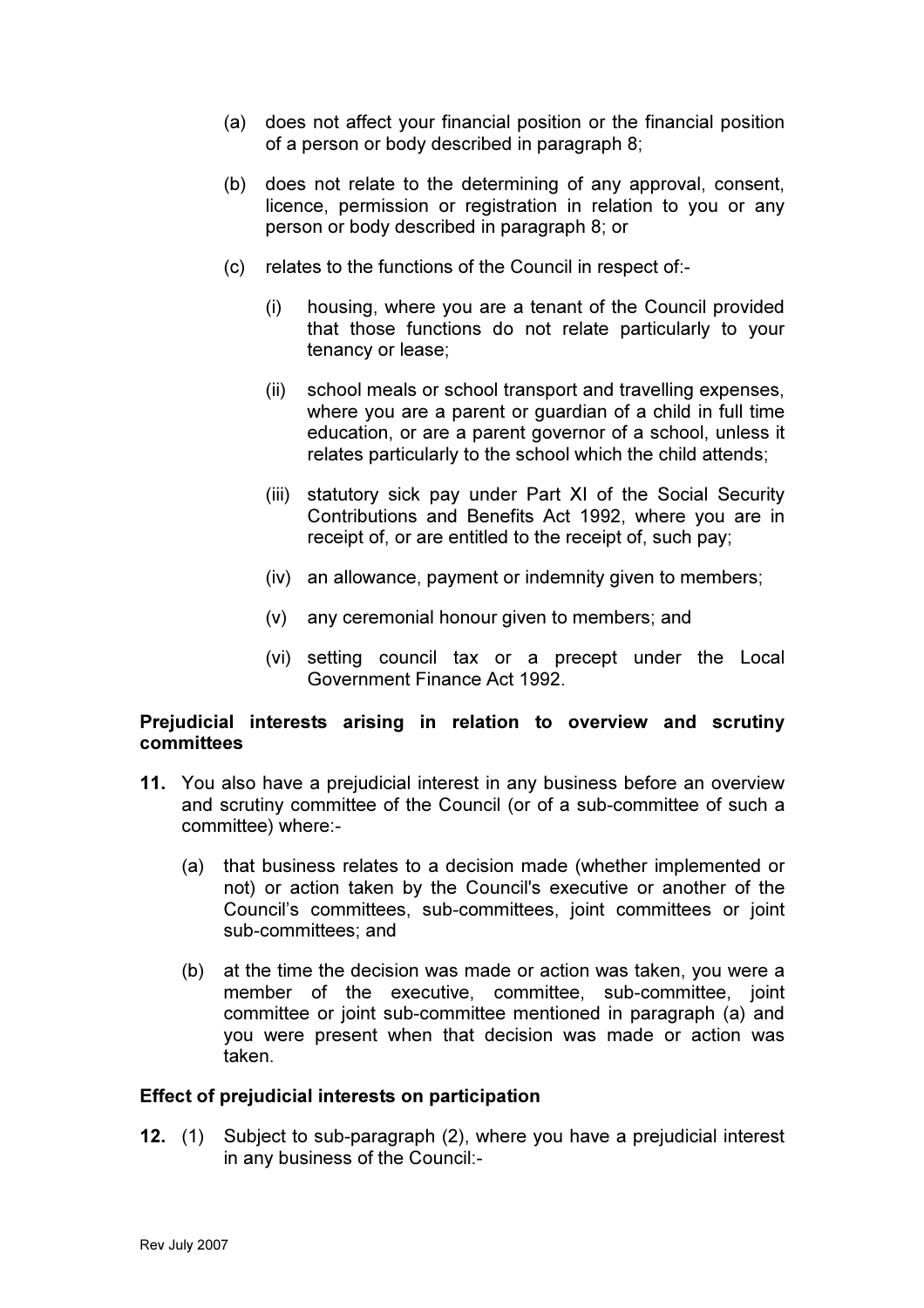(a) does not affect your financial position or the financial position of a person or body described in paragraph 8;

(b) does not relate to the determining of any approval, consent, licence, permission or registration in relation to you or any person or body described in paragraph 8; or

(c) relates to the functions of the Council in respect of:-

  (i) housing, where you are a tenant of the Council provided that those functions do not relate particularly to your tenancy or lease;

  (ii) school meals or school transport and travelling expenses, where you are a parent or guardian of a child in full time education, or are a parent governor of a school, unless it relates particularly to the school which the child attends;

  (iii) statutory sick pay under Part XI of the Social Security Contributions and Benefits Act 1992, where you are in receipt of, or are entitled to the receipt of, such pay;

  (iv) an allowance, payment or indemnity given to members;

  (v) any ceremonial honour given to members; and

  (vi) setting council tax or a precept under the Local Government Finance Act 1992.

**Prejudicial interests arising in relation to overview and scrutiny committees**

**11.** You also have a prejudicial interest in any business before an overview and scrutiny committee of the Council (or of a sub-committee of such a committee) where:-

(a) that business relates to a decision made (whether implemented or not) or action taken by the Council's executive or another of the Council's committees, sub-committees, joint committees or joint sub-committees; and

(b) at the time the decision was made or action was taken, you were a member of the executive, committee, sub-committee, joint committee or joint sub-committee mentioned in paragraph (a) and you were present when that decision was made or action was taken.

**Effect of prejudicial interests on participation**

**12.** (1) Subject to sub-paragraph (2), where you have a prejudicial interest in any business of the Council:-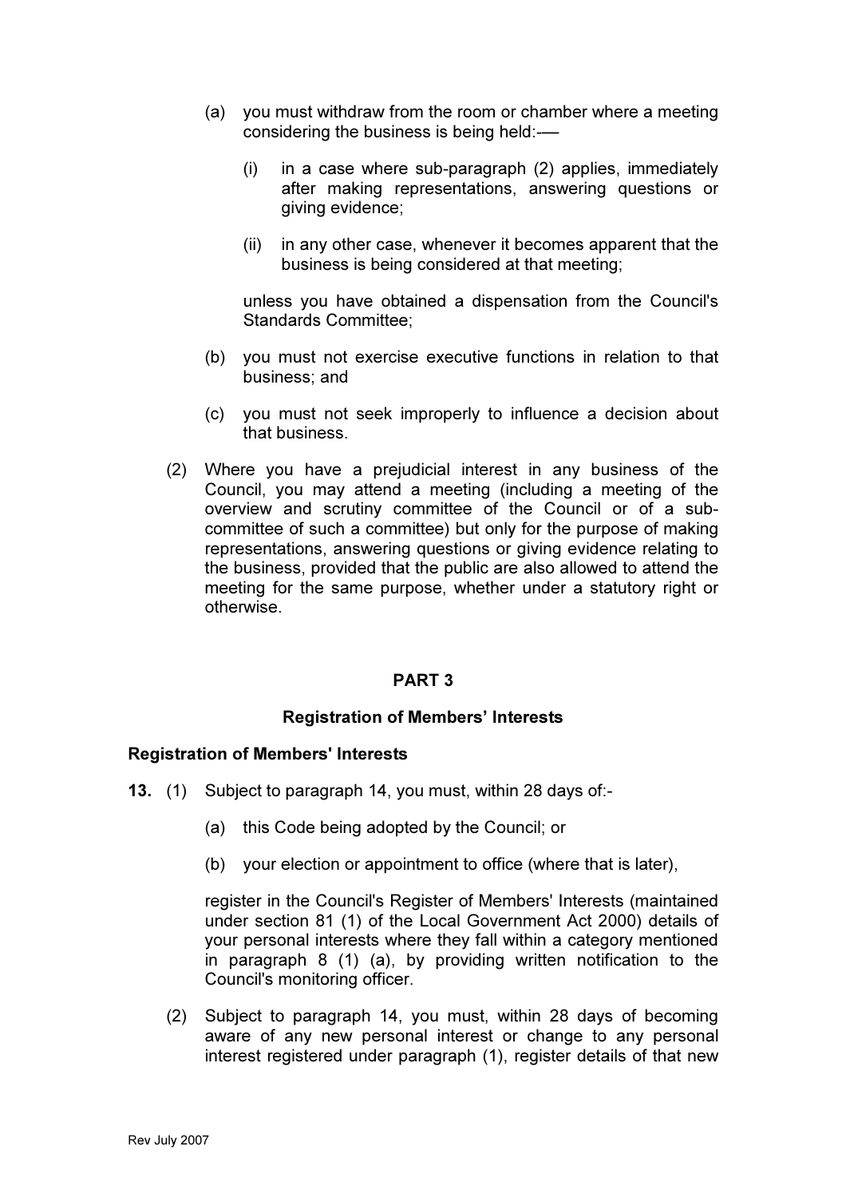(a) you must withdraw from the room or chamber where a meeting considering the business is being held:-—

   (i) in a case where sub-paragraph (2) applies, immediately after making representations, answering questions or giving evidence;

   (ii) in any other case, whenever it becomes apparent that the business is being considered at that meeting;

   unless you have obtained a dispensation from the Council's Standards Committee;

(b) you must not exercise executive functions in relation to that business; and

(c) you must not seek improperly to influence a decision about that business.

(2) Where you have a prejudicial interest in any business of the Council, you may attend a meeting (including a meeting of the overview and scrutiny committee of the Council or of a sub-committee of such a committee) but only for the purpose of making representations, answering questions or giving evidence relating to the business, provided that the public are also allowed to attend the meeting for the same purpose, whether under a statutory right or otherwise.

## PART 3

## Registration of Members' Interests

### Registration of Members' Interests

**13.** (1) Subject to paragraph 14, you must, within 28 days of:-

(a) this Code being adopted by the Council; or

(b) your election or appointment to office (where that is later),

register in the Council's Register of Members' Interests (maintained under section 81 (1) of the Local Government Act 2000) details of your personal interests where they fall within a category mentioned in paragraph 8 (1) (a), by providing written notification to the Council's monitoring officer.

(2) Subject to paragraph 14, you must, within 28 days of becoming aware of any new personal interest or change to any personal interest registered under paragraph (1), register details of that new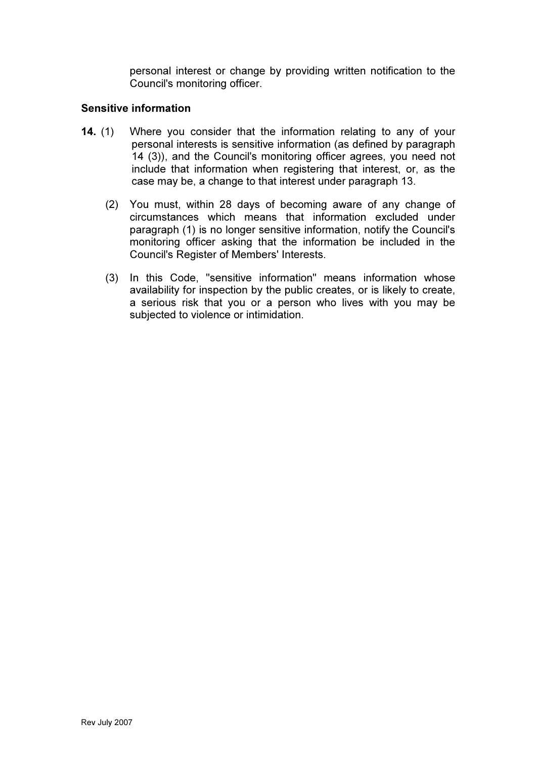personal interest or change by providing written notification to the Council's monitoring officer.

### Sensitive information

**14.** (1) Where you consider that the information relating to any of your personal interests is sensitive information (as defined by paragraph 14 (3)), and the Council's monitoring officer agrees, you need not include that information when registering that interest, or, as the case may be, a change to that interest under paragraph 13.

(2) You must, within 28 days of becoming aware of any change of circumstances which means that information excluded under paragraph (1) is no longer sensitive information, notify the Council's monitoring officer asking that the information be included in the Council's Register of Members' Interests.

(3) In this Code, "sensitive information" means information whose availability for inspection by the public creates, or is likely to create, a serious risk that you or a person who lives with you may be subjected to violence or intimidation.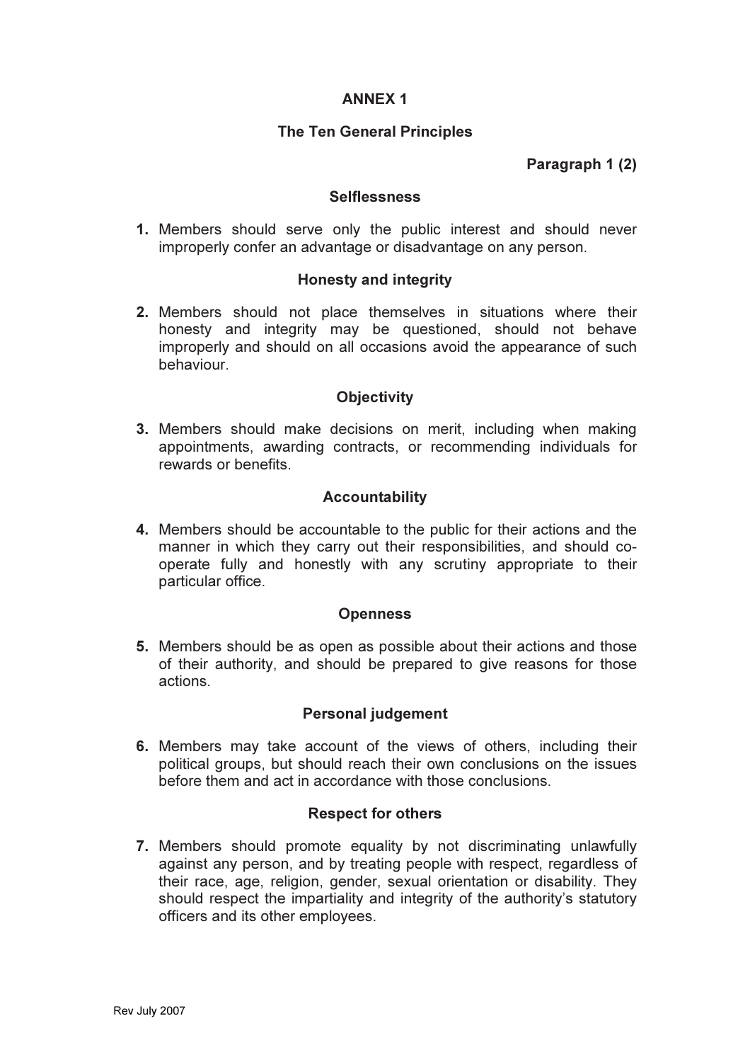# ANNEX 1

## The Ten General Principles

**Paragraph 1 (2)**

### Selflessness

**1.** Members should serve only the public interest and should never improperly confer an advantage or disadvantage on any person.

### Honesty and integrity

**2.** Members should not place themselves in situations where their honesty and integrity may be questioned, should not behave improperly and should on all occasions avoid the appearance of such behaviour.

### Objectivity

**3.** Members should make decisions on merit, including when making appointments, awarding contracts, or recommending individuals for rewards or benefits.

### Accountability

**4.** Members should be accountable to the public for their actions and the manner in which they carry out their responsibilities, and should co-operate fully and honestly with any scrutiny appropriate to their particular office.

### Openness

**5.** Members should be as open as possible about their actions and those of their authority, and should be prepared to give reasons for those actions.

### Personal judgement

**6.** Members may take account of the views of others, including their political groups, but should reach their own conclusions on the issues before them and act in accordance with those conclusions.

### Respect for others

**7.** Members should promote equality by not discriminating unlawfully against any person, and by treating people with respect, regardless of their race, age, religion, gender, sexual orientation or disability. They should respect the impartiality and integrity of the authority's statutory officers and its other employees.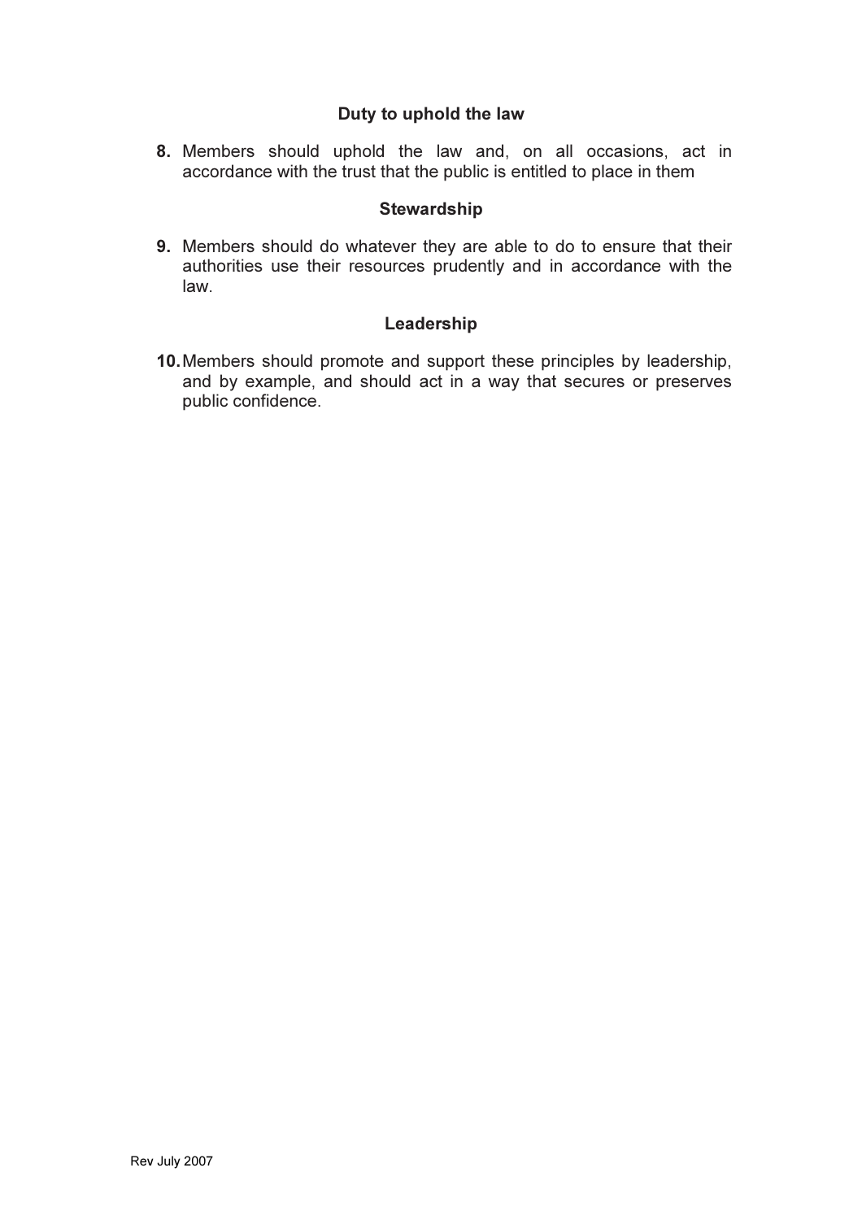### Duty to uphold the law

8. Members should uphold the law and, on all occasions, act in accordance with the trust that the public is entitled to place in them

### Stewardship

9. Members should do whatever they are able to do to ensure that their authorities use their resources prudently and in accordance with the law.

### Leadership

10. Members should promote and support these principles by leadership, and by example, and should act in a way that secures or preserves public confidence.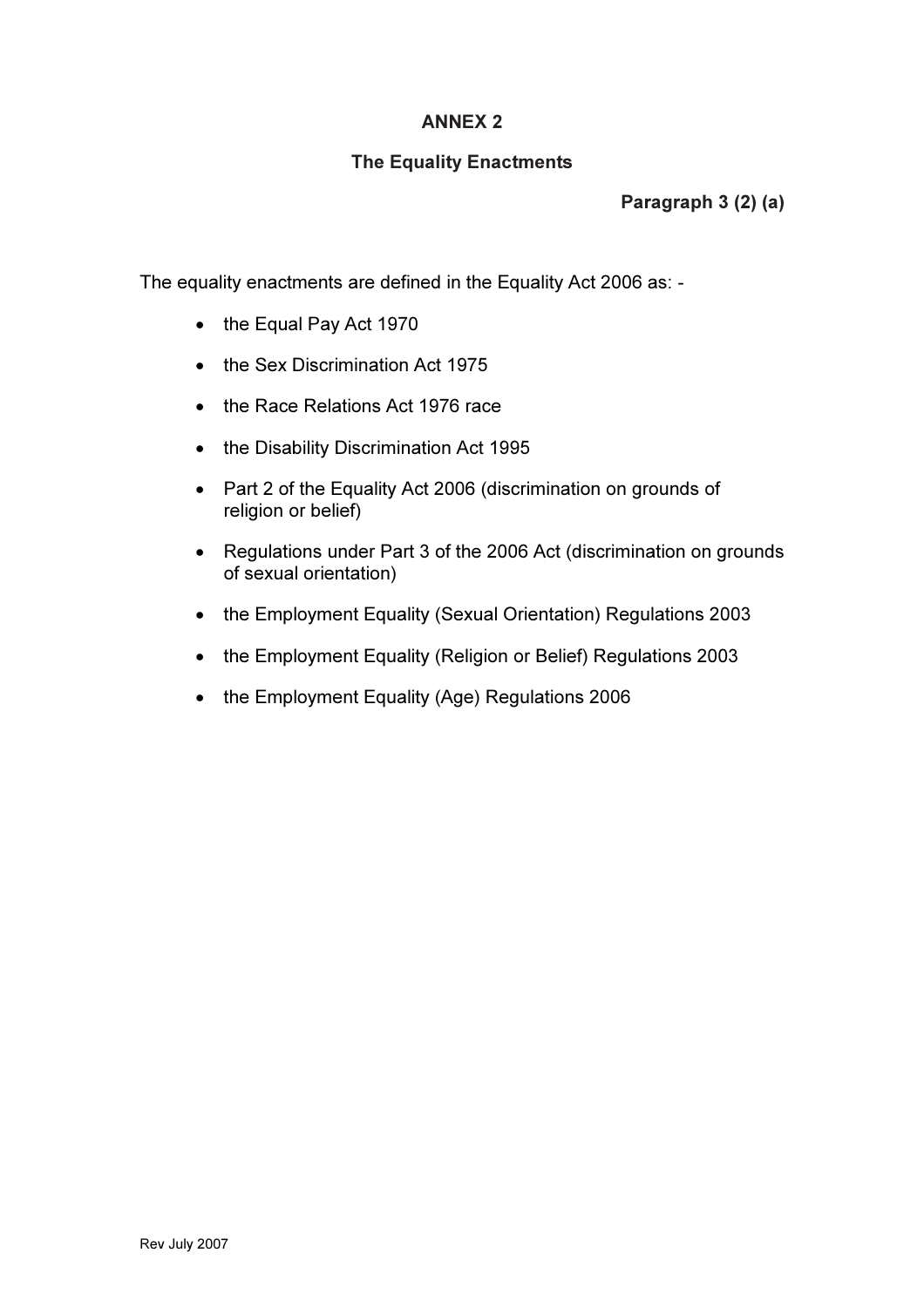**ANNEX 2**

**The Equality Enactments**

**Paragraph 3 (2) (a)**

The equality enactments are defined in the Equality Act 2006 as: -

- the Equal Pay Act 1970
- the Sex Discrimination Act 1975
- the Race Relations Act 1976 race
- the Disability Discrimination Act 1995
- Part 2 of the Equality Act 2006 (discrimination on grounds of religion or belief)
- Regulations under Part 3 of the 2006 Act (discrimination on grounds of sexual orientation)
- the Employment Equality (Sexual Orientation) Regulations 2003
- the Employment Equality (Religion or Belief) Regulations 2003
- the Employment Equality (Age) Regulations 2006

Rev July 2007